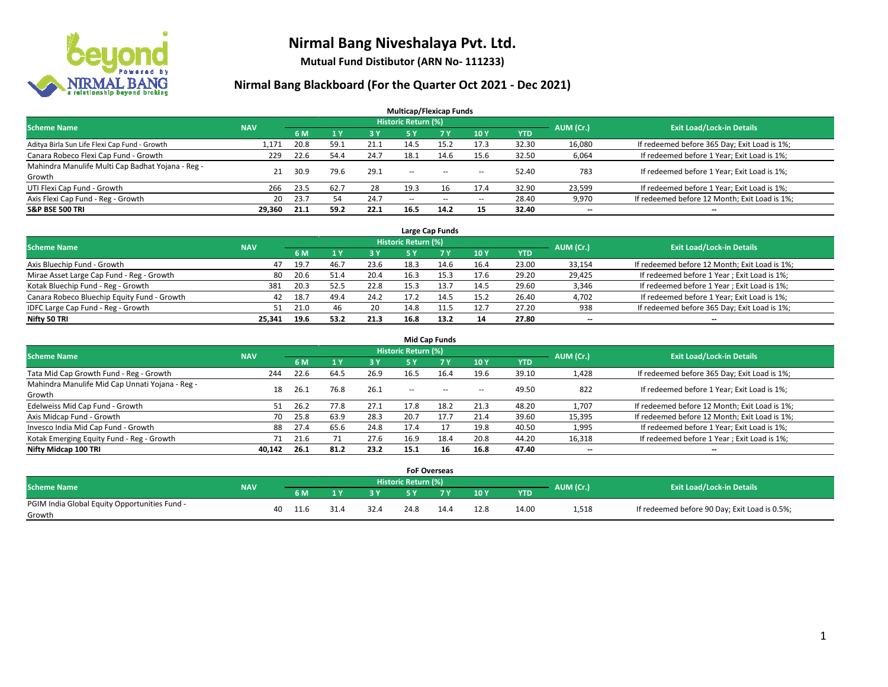# Nirmal Bang Niveshalaya Pvt. Ltd.

**Mutual Fund Distibutor (ARN No- 111233)**

## Nirmal Bang Blackboard (For the Quarter Oct 2021 - Dec 2021)

### Multicap/Flexicap Funds

| Scheme Name | NAV | Historic Return (%) | | | | | | | AUM (Cr.) | Exit Load/Lock-in Details |
|---|---|---|---|---|---|---|---|---|---|---|
| | | 6 M | 1 Y | 3 Y | 5 Y | 7 Y | 10 Y | YTD | | |
| Aditya Birla Sun Life Flexi Cap Fund - Growth | 1,171 | 20.8 | 59.1 | 21.1 | 14.5 | 15.2 | 17.3 | 32.30 | 16,080 | If redeemed before 365 Day; Exit Load is 1%; |
| Canara Robeco Flexi Cap Fund - Growth | 229 | 22.6 | 54.4 | 24.7 | 18.1 | 14.6 | 15.6 | 32.50 | 6,064 | If redeemed before 1 Year; Exit Load is 1%; |
| Mahindra Manulife Multi Cap Badhat Yojana - Reg - Growth | 21 | 30.9 | 79.6 | 29.1 | -- | -- | -- | 52.40 | 783 | If redeemed before 1 Year; Exit Load is 1%; |
| UTI Flexi Cap Fund - Growth | 266 | 23.5 | 62.7 | 28 | 19.3 | 16 | 17.4 | 32.90 | 23,599 | If redeemed before 1 Year; Exit Load is 1%; |
| Axis Flexi Cap Fund - Reg - Growth | 20 | 23.7 | 54 | 24.7 | -- | -- | -- | 28.40 | 9,970 | If redeemed before 12 Month; Exit Load is 1%; |
| **S&P BSE 500 TRI** | **29,360** | **21.1** | **59.2** | **22.1** | **16.5** | **14.2** | **15** | **32.40** | **--** | **--** |

### Large Cap Funds

| Scheme Name | NAV | Historic Return (%) | | | | | | | AUM (Cr.) | Exit Load/Lock-in Details |
|---|---|---|---|---|---|---|---|---|---|---|
| | | 6 M | 1 Y | 3 Y | 5 Y | 7 Y | 10 Y | YTD | | |
| Axis Bluechip Fund - Growth | 47 | 19.7 | 46.7 | 23.6 | 18.3 | 14.6 | 16.4 | 23.00 | 33,154 | If redeemed before 12 Month; Exit Load is 1%; |
| Mirae Asset Large Cap Fund - Reg - Growth | 80 | 20.6 | 51.4 | 20.4 | 16.3 | 15.3 | 17.6 | 29.20 | 29,425 | If redeemed before 1 Year ; Exit Load is 1%; |
| Kotak Bluechip Fund - Reg - Growth | 381 | 20.3 | 52.5 | 22.8 | 15.3 | 13.7 | 14.5 | 29.60 | 3,346 | If redeemed before 1 Year ; Exit Load is 1%; |
| Canara Robeco Bluechip Equity Fund - Growth | 42 | 18.7 | 49.4 | 24.2 | 17.2 | 14.5 | 15.2 | 26.40 | 4,702 | If redeemed before 1 Year; Exit Load is 1%; |
| IDFC Large Cap Fund - Reg - Growth | 51 | 21.0 | 46 | 20 | 14.8 | 11.5 | 12.7 | 27.20 | 938 | If redeemed before 365 Day; Exit Load is 1%; |
| **Nifty 50 TRI** | **25,341** | **19.6** | **53.2** | **21.3** | **16.8** | **13.2** | **14** | **27.80** | **--** | **--** |

### Mid Cap Funds

| Scheme Name | NAV | Historic Return (%) | | | | | | | AUM (Cr.) | Exit Load/Lock-in Details |
|---|---|---|---|---|---|---|---|---|---|---|
| | | 6 M | 1 Y | 3 Y | 5 Y | 7 Y | 10 Y | YTD | | |
| Tata Mid Cap Growth Fund - Reg - Growth | 244 | 22.6 | 64.5 | 26.9 | 16.5 | 16.4 | 19.6 | 39.10 | 1,428 | If redeemed before 365 Day; Exit Load is 1%; |
| Mahindra Manulife Mid Cap Unnati Yojana - Reg - Growth | 18 | 26.1 | 76.8 | 26.1 | -- | -- | -- | 49.50 | 822 | If redeemed before 1 Year; Exit Load is 1%; |
| Edelweiss Mid Cap Fund - Growth | 51 | 26.2 | 77.8 | 27.1 | 17.8 | 18.2 | 21.3 | 48.20 | 1,707 | If redeemed before 12 Month; Exit Load is 1%; |
| Axis Midcap Fund - Growth | 70 | 25.8 | 63.9 | 28.3 | 20.7 | 17.7 | 21.4 | 39.60 | 15,395 | If redeemed before 12 Month; Exit Load is 1%; |
| Invesco India Mid Cap Fund - Growth | 88 | 27.4 | 65.6 | 24.8 | 17.4 | 17 | 19.8 | 40.50 | 1,995 | If redeemed before 1 Year; Exit Load is 1%; |
| Kotak Emerging Equity Fund - Reg - Growth | 71 | 21.6 | 71 | 27.6 | 16.9 | 18.4 | 20.8 | 44.20 | 16,318 | If redeemed before 1 Year ; Exit Load is 1%; |
| **Nifty Midcap 100 TRI** | **40,142** | **26.1** | **81.2** | **23.2** | **15.1** | **16** | **16.8** | **47.40** | **--** | **--** |

### FoF Overseas

| Scheme Name | NAV | Historic Return (%) | | | | | | | AUM (Cr.) | Exit Load/Lock-in Details |
|---|---|---|---|---|---|---|---|---|---|---|
| | | 6 M | 1 Y | 3 Y | 5 Y | 7 Y | 10 Y | YTD | | |
| PGIM India Global Equity Opportunities Fund - Growth | 40 | 11.6 | 31.4 | 32.4 | 24.8 | 14.4 | 12.8 | 14.00 | 1,518 | If redeemed before 90 Day; Exit Load is 0.5%; |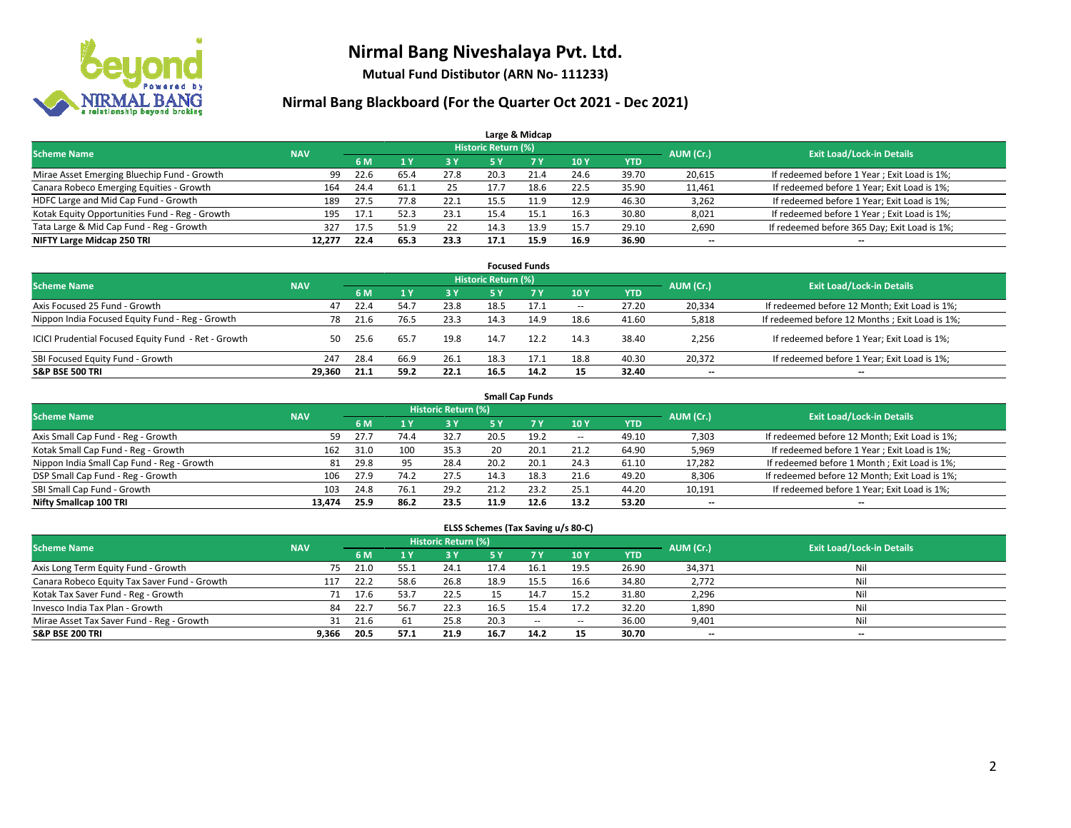# Nirmal Bang Niveshalaya Pvt. Ltd.

**Mutual Fund Distibutor (ARN No- 111233)**

## Nirmal Bang Blackboard (For the Quarter Oct 2021 - Dec 2021)

### Large & Midcap

| Scheme Name | NAV | Historic Return (%) | | | | | | | AUM (Cr.) | Exit Load/Lock-in Details |
|---|---|---|---|---|---|---|---|---|---|---|
| | | 6 M | 1 Y | 3 Y | 5 Y | 7 Y | 10 Y | YTD | | |
| Mirae Asset Emerging Bluechip Fund - Growth | 99 | 22.6 | 65.4 | 27.8 | 20.3 | 21.4 | 24.6 | 39.70 | 20,615 | If redeemed before 1 Year ; Exit Load is 1%; |
| Canara Robeco Emerging Equities - Growth | 164 | 24.4 | 61.1 | 25 | 17.7 | 18.6 | 22.5 | 35.90 | 11,461 | If redeemed before 1 Year; Exit Load is 1%; |
| HDFC Large and Mid Cap Fund - Growth | 189 | 27.5 | 77.8 | 22.1 | 15.5 | 11.9 | 12.9 | 46.30 | 3,262 | If redeemed before 1 Year; Exit Load is 1%; |
| Kotak Equity Opportunities Fund - Reg - Growth | 195 | 17.1 | 52.3 | 23.1 | 15.4 | 15.1 | 16.3 | 30.80 | 8,021 | If redeemed before 1 Year ; Exit Load is 1%; |
| Tata Large & Mid Cap Fund - Reg - Growth | 327 | 17.5 | 51.9 | 22 | 14.3 | 13.9 | 15.7 | 29.10 | 2,690 | If redeemed before 365 Day; Exit Load is 1%; |
| **NIFTY Large Midcap 250 TRI** | **12,277** | **22.4** | **65.3** | **23.3** | **17.1** | **15.9** | **16.9** | **36.90** | **--** | **--** |

### Focused Funds

| Scheme Name | NAV | Historic Return (%) | | | | | | | AUM (Cr.) | Exit Load/Lock-in Details |
|---|---|---|---|---|---|---|---|---|---|---|
| | | 6 M | 1 Y | 3 Y | 5 Y | 7 Y | 10 Y | YTD | | |
| Axis Focused 25 Fund - Growth | 47 | 22.4 | 54.7 | 23.8 | 18.5 | 17.1 | -- | 27.20 | 20,334 | If redeemed before 12 Month; Exit Load is 1%; |
| Nippon India Focused Equity Fund - Reg - Growth | 78 | 21.6 | 76.5 | 23.3 | 14.3 | 14.9 | 18.6 | 41.60 | 5,818 | If redeemed before 12 Months ; Exit Load is 1%; |
| ICICI Prudential Focused Equity Fund - Ret - Growth | 50 | 25.6 | 65.7 | 19.8 | 14.7 | 12.2 | 14.3 | 38.40 | 2,256 | If redeemed before 1 Year; Exit Load is 1%; |
| SBI Focused Equity Fund - Growth | 247 | 28.4 | 66.9 | 26.1 | 18.3 | 17.1 | 18.8 | 40.30 | 20,372 | If redeemed before 1 Year; Exit Load is 1%; |
| **S&P BSE 500 TRI** | **29,360** | **21.1** | **59.2** | **22.1** | **16.5** | **14.2** | **15** | **32.40** | **--** | **--** |

### Small Cap Funds

| Scheme Name | NAV | Historic Return (%) | | | | | | | AUM (Cr.) | Exit Load/Lock-in Details |
|---|---|---|---|---|---|---|---|---|---|---|
| | | 6 M | 1 Y | 3 Y | 5 Y | 7 Y | 10 Y | YTD | | |
| Axis Small Cap Fund - Reg - Growth | 59 | 27.7 | 74.4 | 32.7 | 20.5 | 19.2 | -- | 49.10 | 7,303 | If redeemed before 12 Month; Exit Load is 1%; |
| Kotak Small Cap Fund - Reg - Growth | 162 | 31.0 | 100 | 35.3 | 20 | 20.1 | 21.2 | 64.90 | 5,969 | If redeemed before 1 Year ; Exit Load is 1%; |
| Nippon India Small Cap Fund - Reg - Growth | 81 | 29.8 | 95 | 28.4 | 20.2 | 20.1 | 24.3 | 61.10 | 17,282 | If redeemed before 1 Month ; Exit Load is 1%; |
| DSP Small Cap Fund - Reg - Growth | 106 | 27.9 | 74.2 | 27.5 | 14.3 | 18.3 | 21.6 | 49.20 | 8,306 | If redeemed before 12 Month; Exit Load is 1%; |
| SBI Small Cap Fund - Growth | 103 | 24.8 | 76.1 | 29.2 | 21.2 | 23.2 | 25.1 | 44.20 | 10,191 | If redeemed before 1 Year; Exit Load is 1%; |
| **Nifty Smallcap 100 TRI** | **13,474** | **25.9** | **86.2** | **23.5** | **11.9** | **12.6** | **13.2** | **53.20** | **--** | **--** |

### ELSS Schemes (Tax Saving u/s 80-C)

| Scheme Name | NAV | Historic Return (%) | | | | | | | AUM (Cr.) | Exit Load/Lock-in Details |
|---|---|---|---|---|---|---|---|---|---|---|
| | | 6 M | 1 Y | 3 Y | 5 Y | 7 Y | 10 Y | YTD | | |
| Axis Long Term Equity Fund - Growth | 75 | 21.0 | 55.1 | 24.1 | 17.4 | 16.1 | 19.5 | 26.90 | 34,371 | Nil |
| Canara Robeco Equity Tax Saver Fund - Growth | 117 | 22.2 | 58.6 | 26.8 | 18.9 | 15.5 | 16.6 | 34.80 | 2,772 | Nil |
| Kotak Tax Saver Fund - Reg - Growth | 71 | 17.6 | 53.7 | 22.5 | 15 | 14.7 | 15.2 | 31.80 | 2,296 | Nil |
| Invesco India Tax Plan - Growth | 84 | 22.7 | 56.7 | 22.3 | 16.5 | 15.4 | 17.2 | 32.20 | 1,890 | Nil |
| Mirae Asset Tax Saver Fund - Reg - Growth | 31 | 21.6 | 61 | 25.8 | 20.3 | -- | -- | 36.00 | 9,401 | Nil |
| **S&P BSE 200 TRI** | **9,366** | **20.5** | **57.1** | **21.9** | **16.7** | **14.2** | **15** | **30.70** | **--** | **--** |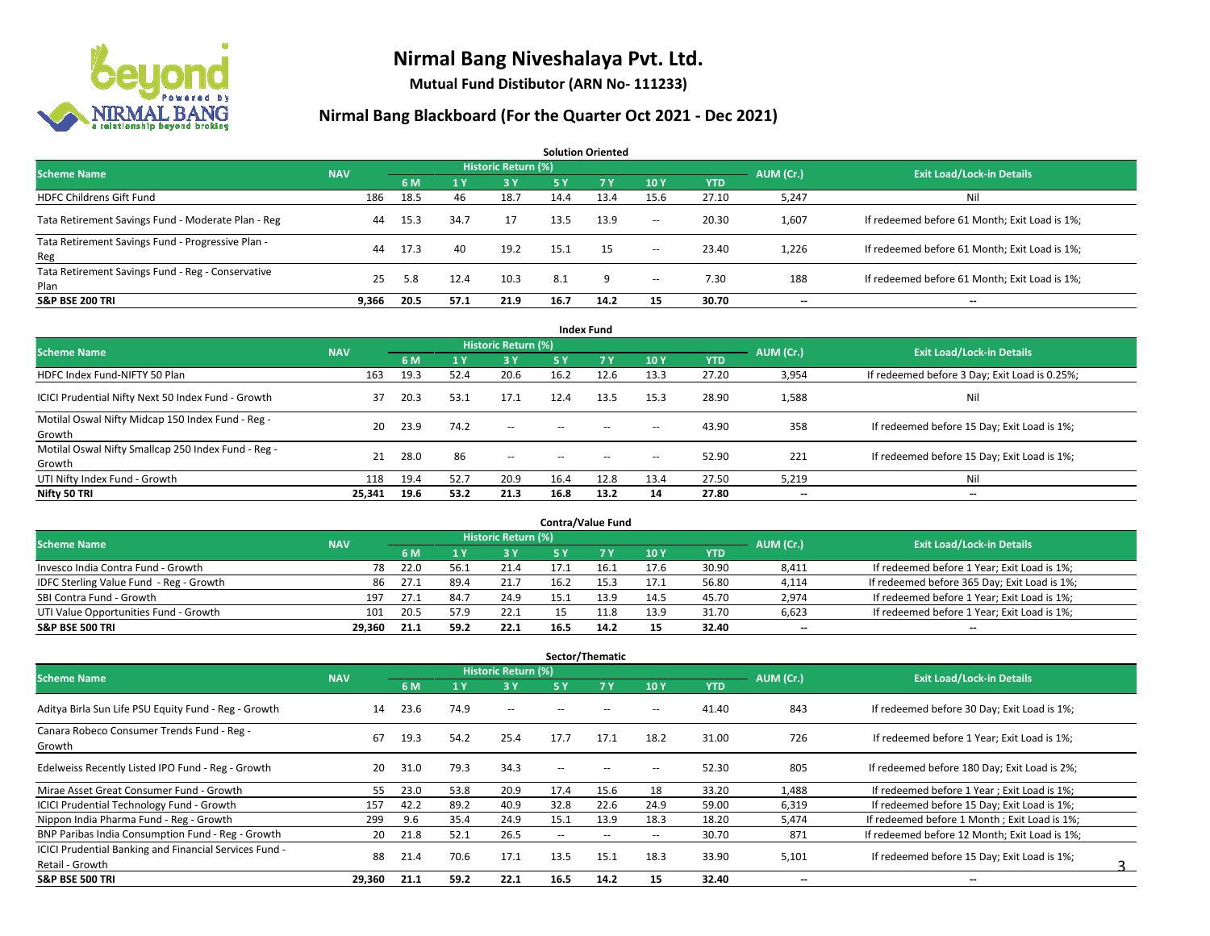# Nirmal Bang Niveshalaya Pvt. Ltd.

**Mutual Fund Distibutor (ARN No- 111233)**

## Nirmal Bang Blackboard (For the Quarter Oct 2021 - Dec 2021)

### Solution Oriented

| Scheme Name | NAV | Historic Return (%) | | | | | | | AUM (Cr.) | Exit Load/Lock-in Details |
|---|---|---|---|---|---|---|---|---|---|---|
| | | 6 M | 1 Y | 3 Y | 5 Y | 7 Y | 10 Y | YTD | | |
| HDFC Childrens Gift Fund | 186 | 18.5 | 46 | 18.7 | 14.4 | 13.4 | 15.6 | 27.10 | 5,247 | Nil |
| Tata Retirement Savings Fund - Moderate Plan - Reg | 44 | 15.3 | 34.7 | 17 | 13.5 | 13.9 | -- | 20.30 | 1,607 | If redeemed before 61 Month; Exit Load is 1%; |
| Tata Retirement Savings Fund - Progressive Plan - Reg | 44 | 17.3 | 40 | 19.2 | 15.1 | 15 | -- | 23.40 | 1,226 | If redeemed before 61 Month; Exit Load is 1%; |
| Tata Retirement Savings Fund - Reg - Conservative Plan | 25 | 5.8 | 12.4 | 10.3 | 8.1 | 9 | -- | 7.30 | 188 | If redeemed before 61 Month; Exit Load is 1%; |
| **S&P BSE 200 TRI** | **9,366** | **20.5** | **57.1** | **21.9** | **16.7** | **14.2** | **15** | **30.70** | **--** | **--** |

### Index Fund

| Scheme Name | NAV | Historic Return (%) | | | | | | | AUM (Cr.) | Exit Load/Lock-in Details |
|---|---|---|---|---|---|---|---|---|---|---|
| | | 6 M | 1 Y | 3 Y | 5 Y | 7 Y | 10 Y | YTD | | |
| HDFC Index Fund-NIFTY 50 Plan | 163 | 19.3 | 52.4 | 20.6 | 16.2 | 12.6 | 13.3 | 27.20 | 3,954 | If redeemed before 3 Day; Exit Load is 0.25%; |
| ICICI Prudential Nifty Next 50 Index Fund - Growth | 37 | 20.3 | 53.1 | 17.1 | 12.4 | 13.5 | 15.3 | 28.90 | 1,588 | Nil |
| Motilal Oswal Nifty Midcap 150 Index Fund - Reg - Growth | 20 | 23.9 | 74.2 | -- | -- | -- | -- | 43.90 | 358 | If redeemed before 15 Day; Exit Load is 1%; |
| Motilal Oswal Nifty Smallcap 250 Index Fund - Reg - Growth | 21 | 28.0 | 86 | -- | -- | -- | -- | 52.90 | 221 | If redeemed before 15 Day; Exit Load is 1%; |
| UTI Nifty Index Fund - Growth | 118 | 19.4 | 52.7 | 20.9 | 16.4 | 12.8 | 13.4 | 27.50 | 5,219 | Nil |
| **Nifty 50 TRI** | **25,341** | **19.6** | **53.2** | **21.3** | **16.8** | **13.2** | **14** | **27.80** | **--** | **--** |

### Contra/Value Fund

| Scheme Name | NAV | Historic Return (%) | | | | | | | AUM (Cr.) | Exit Load/Lock-in Details |
|---|---|---|---|---|---|---|---|---|---|---|
| | | 6 M | 1 Y | 3 Y | 5 Y | 7 Y | 10 Y | YTD | | |
| Invesco India Contra Fund - Growth | 78 | 22.0 | 56.1 | 21.4 | 17.1 | 16.1 | 17.6 | 30.90 | 8,411 | If redeemed before 1 Year; Exit Load is 1%; |
| IDFC Sterling Value Fund - Reg - Growth | 86 | 27.1 | 89.4 | 21.7 | 16.2 | 15.3 | 17.1 | 56.80 | 4,114 | If redeemed before 365 Day; Exit Load is 1%; |
| SBI Contra Fund - Growth | 197 | 27.1 | 84.7 | 24.9 | 15.1 | 13.9 | 14.5 | 45.70 | 2,974 | If redeemed before 1 Year; Exit Load is 1%; |
| UTI Value Opportunities Fund - Growth | 101 | 20.5 | 57.9 | 22.1 | 15 | 11.8 | 13.9 | 31.70 | 6,623 | If redeemed before 1 Year; Exit Load is 1%; |
| **S&P BSE 500 TRI** | **29,360** | **21.1** | **59.2** | **22.1** | **16.5** | **14.2** | **15** | **32.40** | **--** | **--** |

### Sector/Thematic

| Scheme Name | NAV | Historic Return (%) | | | | | | | AUM (Cr.) | Exit Load/Lock-in Details |
|---|---|---|---|---|---|---|---|---|---|---|
| | | 6 M | 1 Y | 3 Y | 5 Y | 7 Y | 10 Y | YTD | | |
| Aditya Birla Sun Life PSU Equity Fund - Reg - Growth | 14 | 23.6 | 74.9 | -- | -- | -- | -- | 41.40 | 843 | If redeemed before 30 Day; Exit Load is 1%; |
| Canara Robeco Consumer Trends Fund - Reg - Growth | 67 | 19.3 | 54.2 | 25.4 | 17.7 | 17.1 | 18.2 | 31.00 | 726 | If redeemed before 1 Year; Exit Load is 1%; |
| Edelweiss Recently Listed IPO Fund - Reg - Growth | 20 | 31.0 | 79.3 | 34.3 | -- | -- | -- | 52.30 | 805 | If redeemed before 180 Day; Exit Load is 2%; |
| Mirae Asset Great Consumer Fund - Growth | 55 | 23.0 | 53.8 | 20.9 | 17.4 | 15.6 | 18 | 33.20 | 1,488 | If redeemed before 1 Year ; Exit Load is 1%; |
| ICICI Prudential Technology Fund - Growth | 157 | 42.2 | 89.2 | 40.9 | 32.8 | 22.6 | 24.9 | 59.00 | 6,319 | If redeemed before 15 Day; Exit Load is 1%; |
| Nippon India Pharma Fund - Reg - Growth | 299 | 9.6 | 35.4 | 24.9 | 15.1 | 13.9 | 18.3 | 18.20 | 5,474 | If redeemed before 1 Month ; Exit Load is 1%; |
| BNP Paribas India Consumption Fund - Reg - Growth | 20 | 21.8 | 52.1 | 26.5 | -- | -- | -- | 30.70 | 871 | If redeemed before 12 Month; Exit Load is 1%; |
| ICICI Prudential Banking and Financial Services Fund - Retail - Growth | 88 | 21.4 | 70.6 | 17.1 | 13.5 | 15.1 | 18.3 | 33.90 | 5,101 | If redeemed before 15 Day; Exit Load is 1%; |
| **S&P BSE 500 TRI** | **29,360** | **21.1** | **59.2** | **22.1** | **16.5** | **14.2** | **15** | **32.40** | **--** | **--** |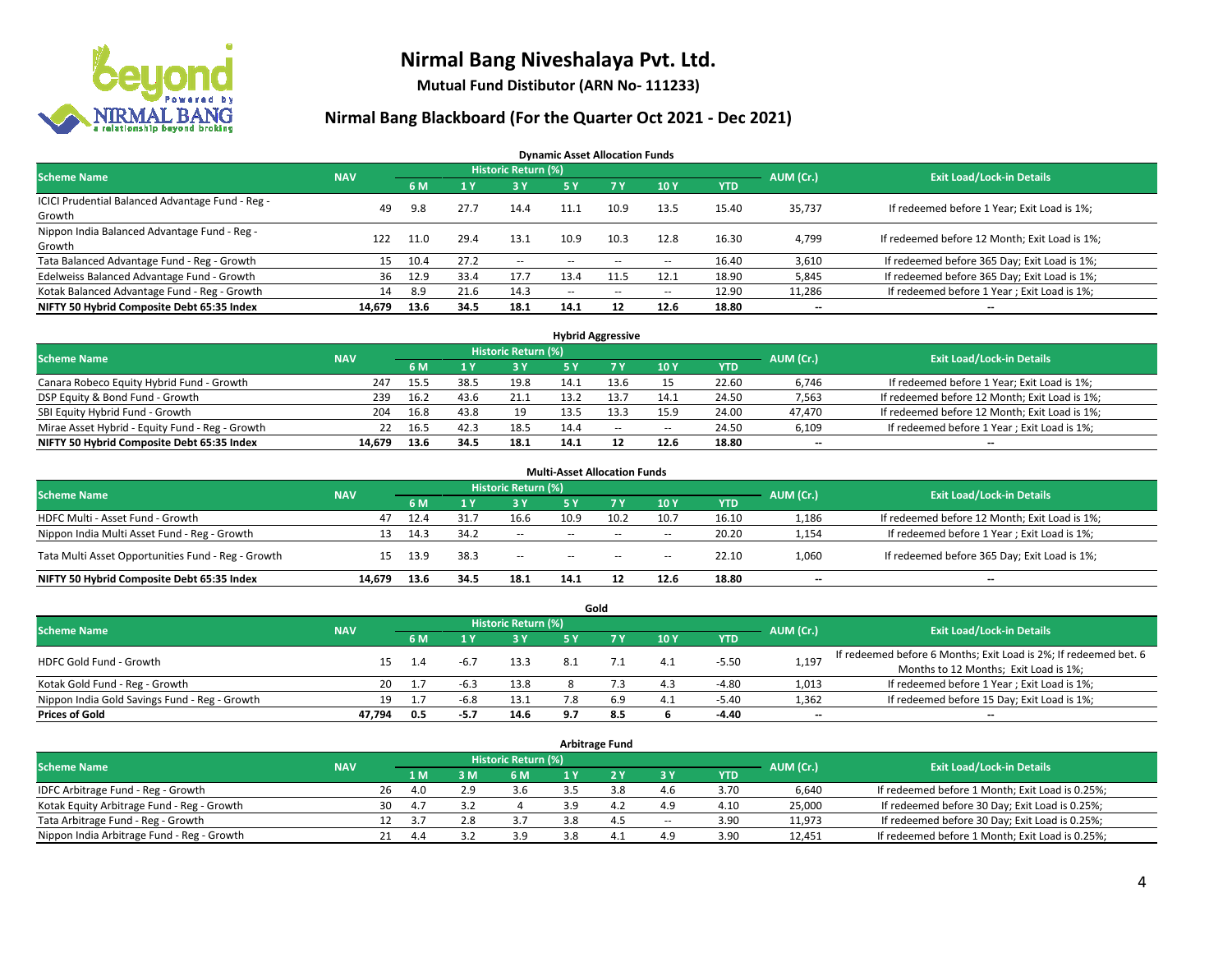# Nirmal Bang Niveshalaya Pvt. Ltd.

**Mutual Fund Distibutor (ARN No- 111233)**

## Nirmal Bang Blackboard (For the Quarter Oct 2021 - Dec 2021)

### Dynamic Asset Allocation Funds

| Scheme Name | NAV | Historic Return (%) | | | | | | | AUM (Cr.) | Exit Load/Lock-in Details |
|---|---|---|---|---|---|---|---|---|---|---|
| | | 6 M | 1 Y | 3 Y | 5 Y | 7 Y | 10 Y | YTD | | |
| ICICI Prudential Balanced Advantage Fund - Reg - Growth | 49 | 9.8 | 27.7 | 14.4 | 11.1 | 10.9 | 13.5 | 15.40 | 35,737 | If redeemed before 1 Year; Exit Load is 1%; |
| Nippon India Balanced Advantage Fund - Reg - Growth | 122 | 11.0 | 29.4 | 13.1 | 10.9 | 10.3 | 12.8 | 16.30 | 4,799 | If redeemed before 12 Month; Exit Load is 1%; |
| Tata Balanced Advantage Fund - Reg - Growth | 15 | 10.4 | 27.2 | -- | -- | -- | -- | 16.40 | 3,610 | If redeemed before 365 Day; Exit Load is 1%; |
| Edelweiss Balanced Advantage Fund - Growth | 36 | 12.9 | 33.4 | 17.7 | 13.4 | 11.5 | 12.1 | 18.90 | 5,845 | If redeemed before 365 Day; Exit Load is 1%; |
| Kotak Balanced Advantage Fund - Reg - Growth | 14 | 8.9 | 21.6 | 14.3 | -- | -- | -- | 12.90 | 11,286 | If redeemed before 1 Year ; Exit Load is 1%; |
| **NIFTY 50 Hybrid Composite Debt 65:35 Index** | **14,679** | **13.6** | **34.5** | **18.1** | **14.1** | **12** | **12.6** | **18.80** | **--** | **--** |

### Hybrid Aggressive

| Scheme Name | NAV | Historic Return (%) | | | | | | | AUM (Cr.) | Exit Load/Lock-in Details |
|---|---|---|---|---|---|---|---|---|---|---|
| | | 6 M | 1 Y | 3 Y | 5 Y | 7 Y | 10 Y | YTD | | |
| Canara Robeco Equity Hybrid Fund - Growth | 247 | 15.5 | 38.5 | 19.8 | 14.1 | 13.6 | 15 | 22.60 | 6,746 | If redeemed before 1 Year; Exit Load is 1%; |
| DSP Equity & Bond Fund - Growth | 239 | 16.2 | 43.6 | 21.1 | 13.2 | 13.7 | 14.1 | 24.50 | 7,563 | If redeemed before 12 Month; Exit Load is 1%; |
| SBI Equity Hybrid Fund - Growth | 204 | 16.8 | 43.8 | 19 | 13.5 | 13.3 | 15.9 | 24.00 | 47,470 | If redeemed before 12 Month; Exit Load is 1%; |
| Mirae Asset Hybrid - Equity Fund - Reg - Growth | 22 | 16.5 | 42.3 | 18.5 | 14.4 | -- | -- | 24.50 | 6,109 | If redeemed before 1 Year ; Exit Load is 1%; |
| **NIFTY 50 Hybrid Composite Debt 65:35 Index** | **14,679** | **13.6** | **34.5** | **18.1** | **14.1** | **12** | **12.6** | **18.80** | **--** | **--** |

### Multi-Asset Allocation Funds

| Scheme Name | NAV | Historic Return (%) | | | | | | | AUM (Cr.) | Exit Load/Lock-in Details |
|---|---|---|---|---|---|---|---|---|---|---|
| | | 6 M | 1 Y | 3 Y | 5 Y | 7 Y | 10 Y | YTD | | |
| HDFC Multi - Asset Fund - Growth | 47 | 12.4 | 31.7 | 16.6 | 10.9 | 10.2 | 10.7 | 16.10 | 1,186 | If redeemed before 12 Month; Exit Load is 1%; |
| Nippon India Multi Asset Fund - Reg - Growth | 13 | 14.3 | 34.2 | -- | -- | -- | -- | 20.20 | 1,154 | If redeemed before 1 Year ; Exit Load is 1%; |
| Tata Multi Asset Opportunities Fund - Reg - Growth | 15 | 13.9 | 38.3 | -- | -- | -- | -- | 22.10 | 1,060 | If redeemed before 365 Day; Exit Load is 1%; |
| **NIFTY 50 Hybrid Composite Debt 65:35 Index** | **14,679** | **13.6** | **34.5** | **18.1** | **14.1** | **12** | **12.6** | **18.80** | **--** | **--** |

### Gold

| Scheme Name | NAV | Historic Return (%) | | | | | | | AUM (Cr.) | Exit Load/Lock-in Details |
|---|---|---|---|---|---|---|---|---|---|---|
| | | 6 M | 1 Y | 3 Y | 5 Y | 7 Y | 10 Y | YTD | | |
| HDFC Gold Fund - Growth | 15 | 1.4 | -6.7 | 13.3 | 8.1 | 7.1 | 4.1 | -5.50 | 1,197 | If redeemed before 6 Months; Exit Load is 2%; If redeemed bet. 6 Months to 12 Months; Exit Load is 1%; |
| Kotak Gold Fund - Reg - Growth | 20 | 1.7 | -6.3 | 13.8 | 8 | 7.3 | 4.3 | -4.80 | 1,013 | If redeemed before 1 Year ; Exit Load is 1%; |
| Nippon India Gold Savings Fund - Reg - Growth | 19 | 1.7 | -6.8 | 13.1 | 7.8 | 6.9 | 4.1 | -5.40 | 1,362 | If redeemed before 15 Day; Exit Load is 1%; |
| **Prices of Gold** | **47,794** | **0.5** | **-5.7** | **14.6** | **9.7** | **8.5** | **6** | **-4.40** | **--** | **--** |

### Arbitrage Fund

| Scheme Name | NAV | Historic Return (%) | | | | | | | AUM (Cr.) | Exit Load/Lock-in Details |
|---|---|---|---|---|---|---|---|---|---|---|
| | | 1 M | 3 M | 6 M | 1 Y | 2 Y | 3 Y | YTD | | |
| IDFC Arbitrage Fund - Reg - Growth | 26 | 4.0 | 2.9 | 3.6 | 3.5 | 3.8 | 4.6 | 3.70 | 6,640 | If redeemed before 1 Month; Exit Load is 0.25%; |
| Kotak Equity Arbitrage Fund - Reg - Growth | 30 | 4.7 | 3.2 | 4 | 3.9 | 4.2 | 4.9 | 4.10 | 25,000 | If redeemed before 30 Day; Exit Load is 0.25%; |
| Tata Arbitrage Fund - Reg - Growth | 12 | 3.7 | 2.8 | 3.7 | 3.8 | 4.5 | -- | 3.90 | 11,973 | If redeemed before 30 Day; Exit Load is 0.25%; |
| Nippon India Arbitrage Fund - Reg - Growth | 21 | 4.4 | 3.2 | 3.9 | 3.8 | 4.1 | 4.9 | 3.90 | 12,451 | If redeemed before 1 Month; Exit Load is 0.25%; |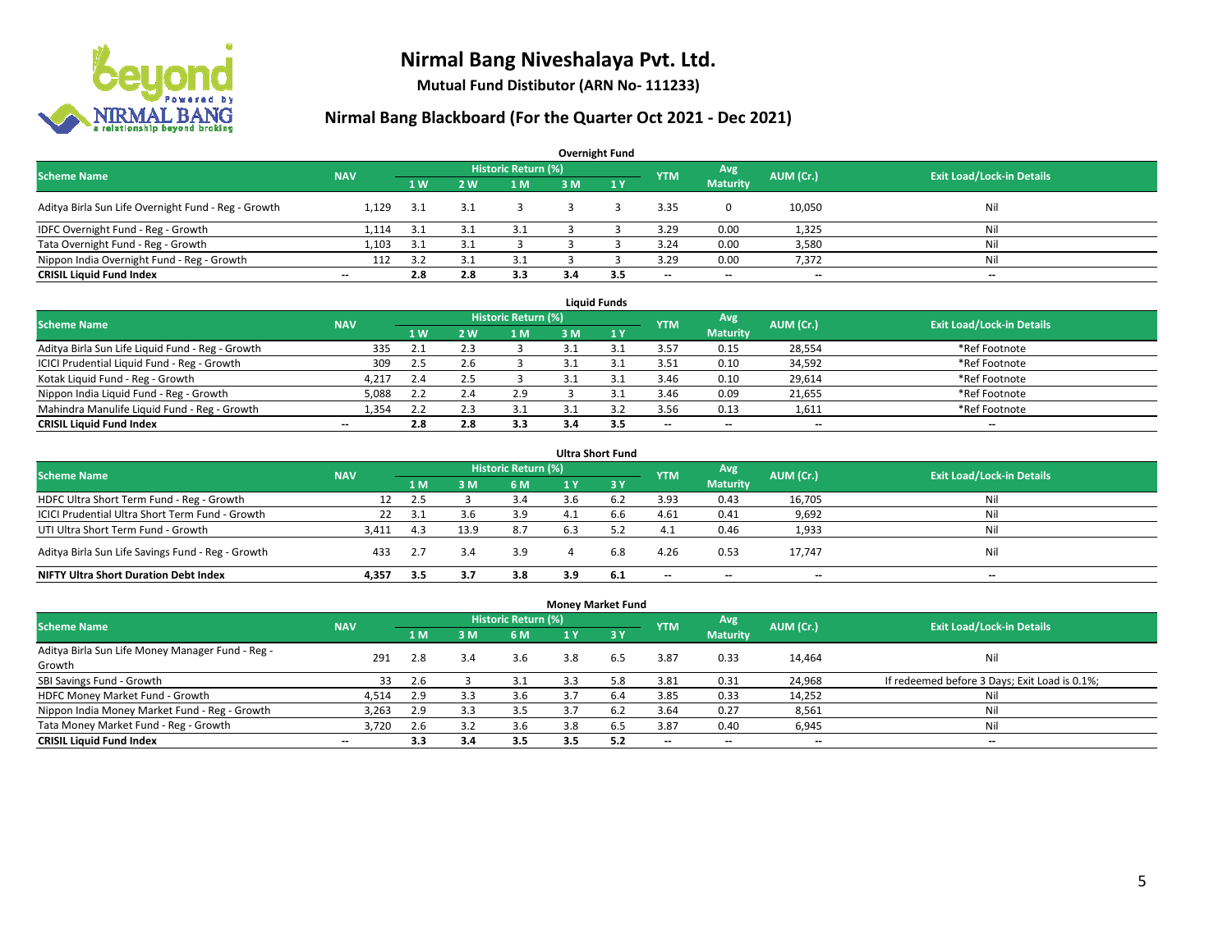# Nirmal Bang Niveshalaya Pvt. Ltd.

**Mutual Fund Distibutor (ARN No- 111233)**

## Nirmal Bang Blackboard (For the Quarter Oct 2021 - Dec 2021)

### Overnight Fund

| Scheme Name | NAV | Historic Return (%) | | | | | YTM | Avg Maturity | AUM (Cr.) | Exit Load/Lock-in Details |
|---|---|---|---|---|---|---|---|---|---|---|
| | | 1 W | 2 W | 1 M | 3 M | 1 Y | | | | |
| Aditya Birla Sun Life Overnight Fund - Reg - Growth | 1,129 | 3.1 | 3.1 | 3 | 3 | 3 | 3.35 | 0 | 10,050 | Nil |
| IDFC Overnight Fund - Reg - Growth | 1,114 | 3.1 | 3.1 | 3.1 | 3 | 3 | 3.29 | 0.00 | 1,325 | Nil |
| Tata Overnight Fund - Reg - Growth | 1,103 | 3.1 | 3.1 | 3 | 3 | 3 | 3.24 | 0.00 | 3,580 | Nil |
| Nippon India Overnight Fund - Reg - Growth | 112 | 3.2 | 3.1 | 3.1 | 3 | 3 | 3.29 | 0.00 | 7,372 | Nil |
| **CRISIL Liquid Fund Index** | -- | **2.8** | **2.8** | **3.3** | **3.4** | **3.5** | -- | -- | -- | -- |

### Liquid Funds

| Scheme Name | NAV | Historic Return (%) | | | | | YTM | Avg Maturity | AUM (Cr.) | Exit Load/Lock-in Details |
|---|---|---|---|---|---|---|---|---|---|---|
| | | 1 W | 2 W | 1 M | 3 M | 1 Y | | | | |
| Aditya Birla Sun Life Liquid Fund - Reg - Growth | 335 | 2.1 | 2.3 | 3 | 3.1 | 3.1 | 3.57 | 0.15 | 28,554 | *Ref Footnote |
| ICICI Prudential Liquid Fund - Reg - Growth | 309 | 2.5 | 2.6 | 3 | 3.1 | 3.1 | 3.51 | 0.10 | 34,592 | *Ref Footnote |
| Kotak Liquid Fund - Reg - Growth | 4,217 | 2.4 | 2.5 | 3 | 3.1 | 3.1 | 3.46 | 0.10 | 29,614 | *Ref Footnote |
| Nippon India Liquid Fund - Reg - Growth | 5,088 | 2.2 | 2.4 | 2.9 | 3 | 3.1 | 3.46 | 0.09 | 21,655 | *Ref Footnote |
| Mahindra Manulife Liquid Fund - Reg - Growth | 1,354 | 2.2 | 2.3 | 3.1 | 3.1 | 3.2 | 3.56 | 0.13 | 1,611 | *Ref Footnote |
| **CRISIL Liquid Fund Index** | -- | **2.8** | **2.8** | **3.3** | **3.4** | **3.5** | -- | -- | -- | -- |

### Ultra Short Fund

| Scheme Name | NAV | Historic Return (%) | | | | | YTM | Avg Maturity | AUM (Cr.) | Exit Load/Lock-in Details |
|---|---|---|---|---|---|---|---|---|---|---|
| | | 1 M | 3 M | 6 M | 1 Y | 3 Y | | | | |
| HDFC Ultra Short Term Fund - Reg - Growth | 12 | 2.5 | 3 | 3.4 | 3.6 | 6.2 | 3.93 | 0.43 | 16,705 | Nil |
| ICICI Prudential Ultra Short Term Fund - Growth | 22 | 3.1 | 3.6 | 3.9 | 4.1 | 6.6 | 4.61 | 0.41 | 9,692 | Nil |
| UTI Ultra Short Term Fund - Growth | 3,411 | 4.3 | 13.9 | 8.7 | 6.3 | 5.2 | 4.1 | 0.46 | 1,933 | Nil |
| Aditya Birla Sun Life Savings Fund - Reg - Growth | 433 | 2.7 | 3.4 | 3.9 | 4 | 6.8 | 4.26 | 0.53 | 17,747 | Nil |
| **NIFTY Ultra Short Duration Debt Index** | **4,357** | **3.5** | **3.7** | **3.8** | **3.9** | **6.1** | -- | -- | -- | -- |

### Money Market Fund

| Scheme Name | NAV | Historic Return (%) | | | | | YTM | Avg Maturity | AUM (Cr.) | Exit Load/Lock-in Details |
|---|---|---|---|---|---|---|---|---|---|---|
| | | 1 M | 3 M | 6 M | 1 Y | 3 Y | | | | |
| Aditya Birla Sun Life Money Manager Fund - Reg - Growth | 291 | 2.8 | 3.4 | 3.6 | 3.8 | 6.5 | 3.87 | 0.33 | 14,464 | Nil |
| SBI Savings Fund - Growth | 33 | 2.6 | 3 | 3.1 | 3.3 | 5.8 | 3.81 | 0.31 | 24,968 | If redeemed before 3 Days; Exit Load is 0.1%; |
| HDFC Money Market Fund - Growth | 4,514 | 2.9 | 3.3 | 3.6 | 3.7 | 6.4 | 3.85 | 0.33 | 14,252 | Nil |
| Nippon India Money Market Fund - Reg - Growth | 3,263 | 2.9 | 3.3 | 3.5 | 3.7 | 6.2 | 3.64 | 0.27 | 8,561 | Nil |
| Tata Money Market Fund - Reg - Growth | 3,720 | 2.6 | 3.2 | 3.6 | 3.8 | 6.5 | 3.87 | 0.40 | 6,945 | Nil |
| **CRISIL Liquid Fund Index** | -- | **3.3** | **3.4** | **3.5** | **3.5** | **5.2** | -- | -- | -- | -- |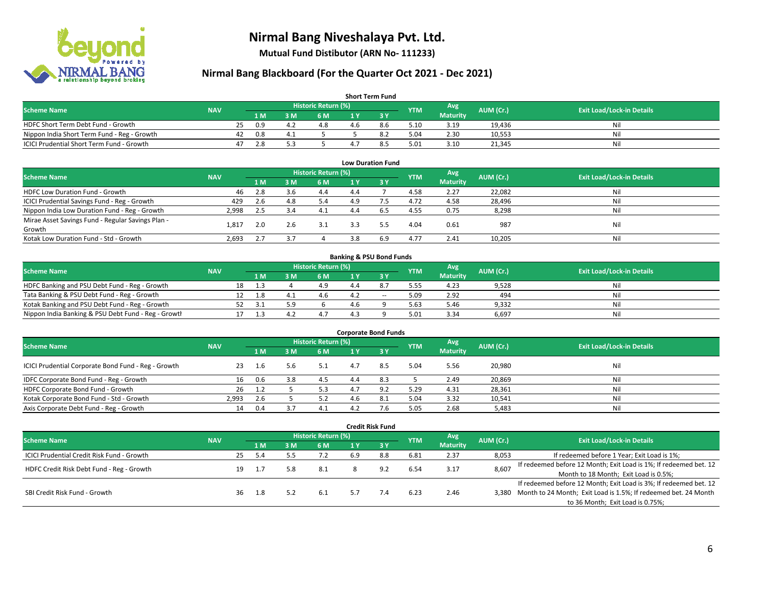# Nirmal Bang Niveshalaya Pvt. Ltd.

**Mutual Fund Distibutor (ARN No- 111233)**

## Nirmal Bang Blackboard (For the Quarter Oct 2021 - Dec 2021)

### Short Term Fund

| Scheme Name | NAV | Historic Return (%) | | | | | YTM | Avg Maturity | AUM (Cr.) | Exit Load/Lock-in Details |
|---|---|---|---|---|---|---|---|---|---|---|
| | | 1 M | 3 M | 6 M | 1 Y | 3 Y | | | | |
| HDFC Short Term Debt Fund - Growth | 25 | 0.9 | 4.2 | 4.8 | 4.6 | 8.6 | 5.10 | 3.19 | 19,436 | Nil |
| Nippon India Short Term Fund - Reg - Growth | 42 | 0.8 | 4.1 | 5 | 5 | 8.2 | 5.04 | 2.30 | 10,553 | Nil |
| ICICI Prudential Short Term Fund - Growth | 47 | 2.8 | 5.3 | 5 | 4.7 | 8.5 | 5.01 | 3.10 | 21,345 | Nil |

### Low Duration Fund

| Scheme Name | NAV | Historic Return (%) | | | | | YTM | Avg Maturity | AUM (Cr.) | Exit Load/Lock-in Details |
|---|---|---|---|---|---|---|---|---|---|---|
| | | 1 M | 3 M | 6 M | 1 Y | 3 Y | | | | |
| HDFC Low Duration Fund - Growth | 46 | 2.8 | 3.6 | 4.4 | 4.4 | 7 | 4.58 | 2.27 | 22,082 | Nil |
| ICICI Prudential Savings Fund - Reg - Growth | 429 | 2.6 | 4.8 | 5.4 | 4.9 | 7.5 | 4.72 | 4.58 | 28,496 | Nil |
| Nippon India Low Duration Fund - Reg - Growth | 2,998 | 2.5 | 3.4 | 4.1 | 4.4 | 6.5 | 4.55 | 0.75 | 8,298 | Nil |
| Mirae Asset Savings Fund - Regular Savings Plan - Growth | 1,817 | 2.0 | 2.6 | 3.1 | 3.3 | 5.5 | 4.04 | 0.61 | 987 | Nil |
| Kotak Low Duration Fund - Std - Growth | 2,693 | 2.7 | 3.7 | 4 | 3.8 | 6.9 | 4.77 | 2.41 | 10,205 | Nil |

### Banking & PSU Bond Funds

| Scheme Name | NAV | Historic Return (%) | | | | | YTM | Avg Maturity | AUM (Cr.) | Exit Load/Lock-in Details |
|---|---|---|---|---|---|---|---|---|---|---|
| | | 1 M | 3 M | 6 M | 1 Y | 3 Y | | | | |
| HDFC Banking and PSU Debt Fund - Reg - Growth | 18 | 1.3 | 4 | 4.9 | 4.4 | 8.7 | 5.55 | 4.23 | 9,528 | Nil |
| Tata Banking & PSU Debt Fund - Reg - Growth | 12 | 1.8 | 4.1 | 4.6 | 4.2 | -- | 5.09 | 2.92 | 494 | Nil |
| Kotak Banking and PSU Debt Fund - Reg - Growth | 52 | 3.1 | 5.9 | 6 | 4.6 | 9 | 5.63 | 5.46 | 9,332 | Nil |
| Nippon India Banking & PSU Debt Fund - Reg - Growth | 17 | 1.3 | 4.2 | 4.7 | 4.3 | 9 | 5.01 | 3.34 | 6,697 | Nil |

### Corporate Bond Funds

| Scheme Name | NAV | Historic Return (%) | | | | | YTM | Avg Maturity | AUM (Cr.) | Exit Load/Lock-in Details |
|---|---|---|---|---|---|---|---|---|---|---|
| | | 1 M | 3 M | 6 M | 1 Y | 3 Y | | | | |
| ICICI Prudential Corporate Bond Fund - Reg - Growth | 23 | 1.6 | 5.6 | 5.1 | 4.7 | 8.5 | 5.04 | 5.56 | 20,980 | Nil |
| IDFC Corporate Bond Fund - Reg - Growth | 16 | 0.6 | 3.8 | 4.5 | 4.4 | 8.3 | 5 | 2.49 | 20,869 | Nil |
| HDFC Corporate Bond Fund - Growth | 26 | 1.2 | 5 | 5.3 | 4.7 | 9.2 | 5.29 | 4.31 | 28,361 | Nil |
| Kotak Corporate Bond Fund - Std - Growth | 2,993 | 2.6 | 5 | 5.2 | 4.6 | 8.1 | 5.04 | 3.32 | 10,541 | Nil |
| Axis Corporate Debt Fund - Reg - Growth | 14 | 0.4 | 3.7 | 4.1 | 4.2 | 7.6 | 5.05 | 2.68 | 5,483 | Nil |

### Credit Risk Fund

| Scheme Name | NAV | Historic Return (%) | | | | | YTM | Avg Maturity | AUM (Cr.) | Exit Load/Lock-in Details |
|---|---|---|---|---|---|---|---|---|---|---|
| | | 1 M | 3 M | 6 M | 1 Y | 3 Y | | | | |
| ICICI Prudential Credit Risk Fund - Growth | 25 | 5.4 | 5.5 | 7.2 | 6.9 | 8.8 | 6.81 | 2.37 | 8,053 | If redeemed before 1 Year; Exit Load is 1%; |
| HDFC Credit Risk Debt Fund - Reg - Growth | 19 | 1.7 | 5.8 | 8.1 | 8 | 9.2 | 6.54 | 3.17 | 8,607 | If redeemed before 12 Month; Exit Load is 1%; If redeemed bet. 12 Month to 18 Month; Exit Load is 0.5%; |
| SBI Credit Risk Fund - Growth | 36 | 1.8 | 5.2 | 6.1 | 5.7 | 7.4 | 6.23 | 2.46 | 3,380 | If redeemed before 12 Month; Exit Load is 3%; If redeemed bet. 12 Month to 24 Month; Exit Load is 1.5%; If redeemed bet. 24 Month to 36 Month; Exit Load is 0.75%; |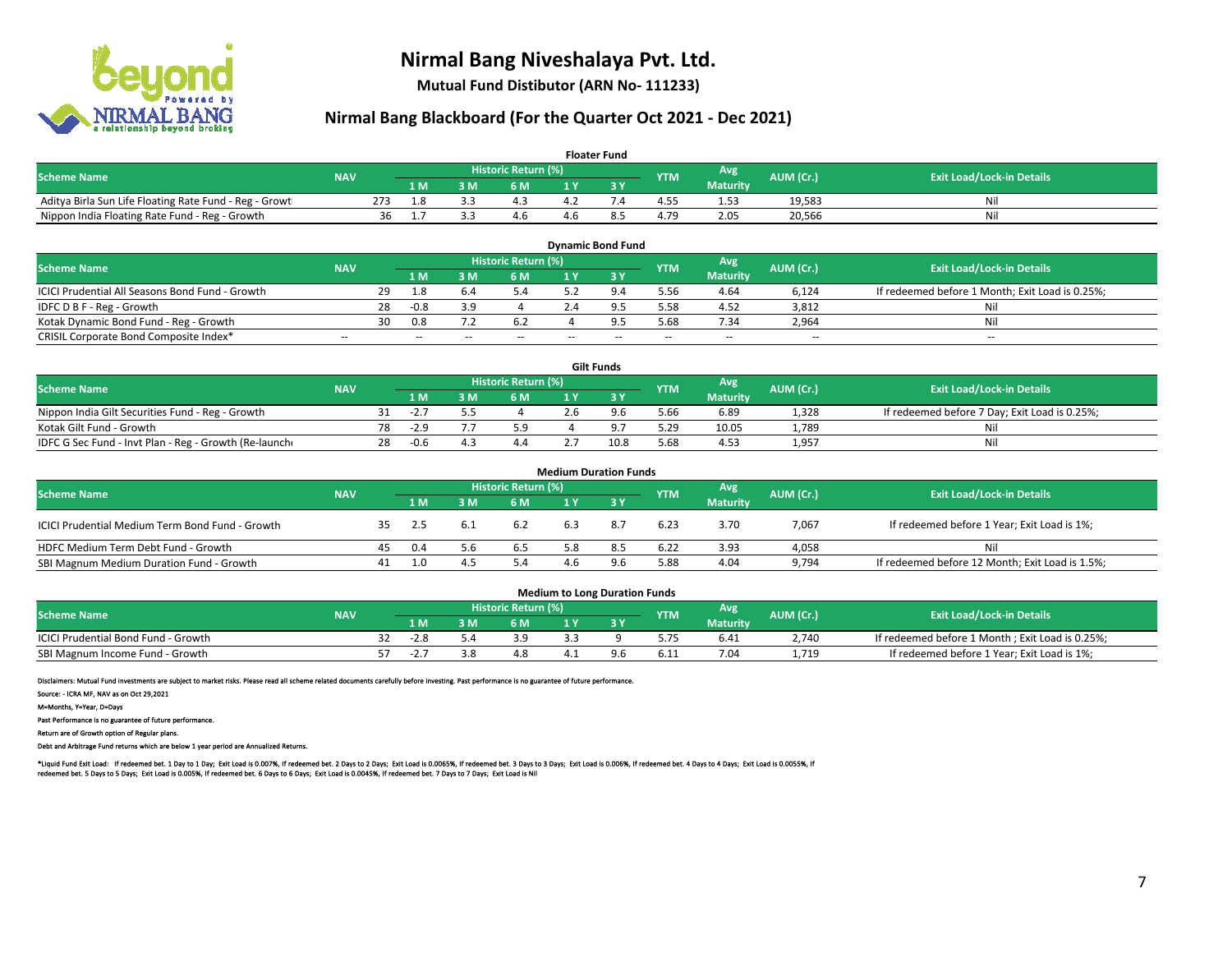# Nirmal Bang Niveshalaya Pvt. Ltd.

**Mutual Fund Distibutor (ARN No- 111233)**

## Nirmal Bang Blackboard (For the Quarter Oct 2021 - Dec 2021)

### Floater Fund

| Scheme Name | NAV | Historic Return (%) | | | | | YTM | Avg | AUM (Cr.) | Exit Load/Lock-in Details |
|---|---|---|---|---|---|---|---|---|---|---|
| | | 1 M | 3 M | 6 M | 1 Y | 3 Y | | Maturity | | |
| Aditya Birla Sun Life Floating Rate Fund - Reg - Growt | 273 | 1.8 | 3.3 | 4.3 | 4.2 | 7.4 | 4.55 | 1.53 | 19,583 | Nil |
| Nippon India Floating Rate Fund - Reg - Growth | 36 | 1.7 | 3.3 | 4.6 | 4.6 | 8.5 | 4.79 | 2.05 | 20,566 | Nil |

### Dynamic Bond Fund

| Scheme Name | NAV | Historic Return (%) | | | | | YTM | Avg | AUM (Cr.) | Exit Load/Lock-in Details |
|---|---|---|---|---|---|---|---|---|---|---|
| | | 1 M | 3 M | 6 M | 1 Y | 3 Y | | Maturity | | |
| ICICI Prudential All Seasons Bond Fund - Growth | 29 | 1.8 | 6.4 | 5.4 | 5.2 | 9.4 | 5.56 | 4.64 | 6,124 | If redeemed before 1 Month; Exit Load is 0.25%; |
| IDFC D B F - Reg - Growth | 28 | -0.8 | 3.9 | 4 | 2.4 | 9.5 | 5.58 | 4.52 | 3,812 | Nil |
| Kotak Dynamic Bond Fund - Reg - Growth | 30 | 0.8 | 7.2 | 6.2 | 4 | 9.5 | 5.68 | 7.34 | 2,964 | Nil |
| CRISIL Corporate Bond Composite Index* | -- | -- | -- | -- | -- | -- | -- | -- | -- | -- |

### Gilt Funds

| Scheme Name | NAV | Historic Return (%) | | | | | YTM | Avg | AUM (Cr.) | Exit Load/Lock-in Details |
|---|---|---|---|---|---|---|---|---|---|---|
| | | 1 M | 3 M | 6 M | 1 Y | 3 Y | | Maturity | | |
| Nippon India Gilt Securities Fund - Reg - Growth | 31 | -2.7 | 5.5 | 4 | 2.6 | 9.6 | 5.66 | 6.89 | 1,328 | If redeemed before 7 Day; Exit Load is 0.25%; |
| Kotak Gilt Fund - Growth | 78 | -2.9 | 7.7 | 5.9 | 4 | 9.7 | 5.29 | 10.05 | 1,789 | Nil |
| IDFC G Sec Fund - Invt Plan - Reg - Growth (Re-launch | 28 | -0.6 | 4.3 | 4.4 | 2.7 | 10.8 | 5.68 | 4.53 | 1,957 | Nil |

### Medium Duration Funds

| Scheme Name | NAV | Historic Return (%) | | | | | YTM | Avg | AUM (Cr.) | Exit Load/Lock-in Details |
|---|---|---|---|---|---|---|---|---|---|---|
| | | 1 M | 3 M | 6 M | 1 Y | 3 Y | | Maturity | | |
| ICICI Prudential Medium Term Bond Fund - Growth | 35 | 2.5 | 6.1 | 6.2 | 6.3 | 8.7 | 6.23 | 3.70 | 7,067 | If redeemed before 1 Year; Exit Load is 1%; |
| HDFC Medium Term Debt Fund - Growth | 45 | 0.4 | 5.6 | 6.5 | 5.8 | 8.5 | 6.22 | 3.93 | 4,058 | Nil |
| SBI Magnum Medium Duration Fund - Growth | 41 | 1.0 | 4.5 | 5.4 | 4.6 | 9.6 | 5.88 | 4.04 | 9,794 | If redeemed before 12 Month; Exit Load is 1.5%; |

### Medium to Long Duration Funds

| Scheme Name | NAV | Historic Return (%) | | | | | YTM | Avg | AUM (Cr.) | Exit Load/Lock-in Details |
|---|---|---|---|---|---|---|---|---|---|---|
| | | 1 M | 3 M | 6 M | 1 Y | 3 Y | | Maturity | | |
| ICICI Prudential Bond Fund - Growth | 32 | -2.8 | 5.4 | 3.9 | 3.3 | 9 | 5.75 | 6.41 | 2,740 | If redeemed before 1 Month ; Exit Load is 0.25%; |
| SBI Magnum Income Fund - Growth | 57 | -2.7 | 3.8 | 4.8 | 4.1 | 9.6 | 6.11 | 7.04 | 1,719 | If redeemed before 1 Year; Exit Load is 1%; |

Disclaimers: Mutual Fund investments are subject to market risks. Please read all scheme related documents carefully before investing. Past performance is no guarantee of future performance.

Source: - ICRA MF, NAV as on Oct 29,2021

M=Months, Y=Year, D=Days

Past Performance is no guarantee of future performance.

Return are of Growth option of Regular plans.

Debt and Arbitrage Fund returns which are below 1 year period are Annualized Returns.

*Liquid Fund Exit Load: If redeemed bet. 1 Day to 1 Day; Exit Load is 0.007%, If redeemed bet. 2 Days to 2 Days; Exit Load is 0.0065%, If redeemed bet. 3 Days to 3 Days; Exit Load is 0.006%, If redeemed bet. 4 Days to 4 Days; Exit Load is 0.0055%, If redeemed bet. 5 Days to 5 Days; Exit Load is 0.005%, If redeemed bet. 6 Days to 6 Days; Exit Load is 0.0045%, If redeemed bet. 7 Days to 7 Days; Exit Load is Nil